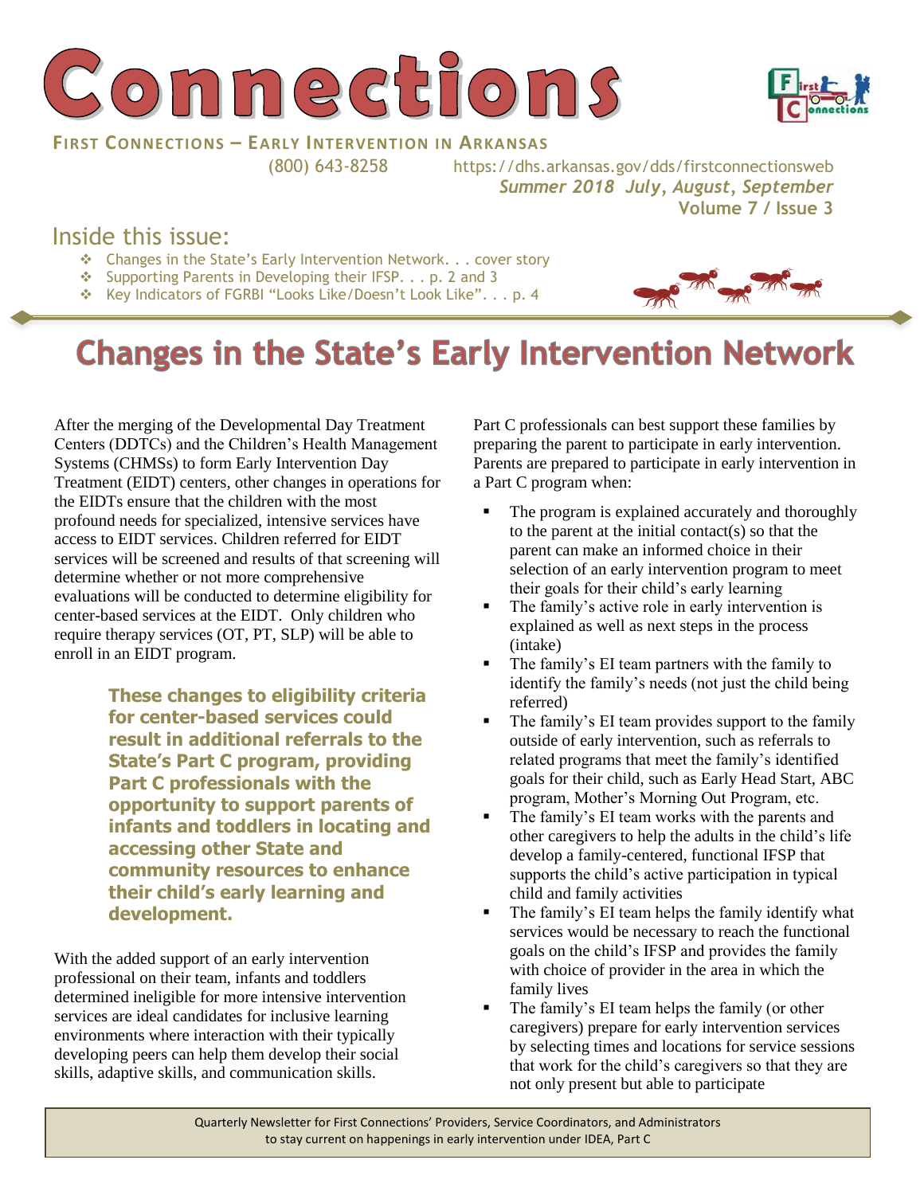# Connections

**FIRST CONNECTIONS – EARLY INTERVENTION IN ARKANSAS**

(800) 643-8258 https://dhs.arkansas.gov/dds/firstconnectionsweb

***Summer 2018 July, August, September***

**Volume 7 / Issue 3**

## Inside this issue:

- Changes in the State's Early Intervention Network. . . cover story
- Supporting Parents in Developing their IFSP. . . p. 2 and 3
- Key Indicators of FGRBI "Looks Like/Doesn't Look Like". . . p. 4

# Changes in the State's Early Intervention Network

After the merging of the Developmental Day Treatment Centers (DDTCs) and the Children's Health Management Systems (CHMSs) to form Early Intervention Day Treatment (EIDT) centers, other changes in operations for the EIDTs ensure that the children with the most profound needs for specialized, intensive services have access to EIDT services. Children referred for EIDT services will be screened and results of that screening will determine whether or not more comprehensive evaluations will be conducted to determine eligibility for center-based services at the EIDT. Only children who require therapy services (OT, PT, SLP) will be able to enroll in an EIDT program.

> **These changes to eligibility criteria for center-based services could result in additional referrals to the State's Part C program, providing Part C professionals with the opportunity to support parents of infants and toddlers in locating and accessing other State and community resources to enhance their child's early learning and development.**

With the added support of an early intervention professional on their team, infants and toddlers determined ineligible for more intensive intervention services are ideal candidates for inclusive learning environments where interaction with their typically developing peers can help them develop their social skills, adaptive skills, and communication skills.

Part C professionals can best support these families by preparing the parent to participate in early intervention. Parents are prepared to participate in early intervention in a Part C program when:

- The program is explained accurately and thoroughly to the parent at the initial contact(s) so that the parent can make an informed choice in their selection of an early intervention program to meet their goals for their child's early learning
- The family's active role in early intervention is explained as well as next steps in the process (intake)
- The family's EI team partners with the family to identify the family's needs (not just the child being referred)
- The family's EI team provides support to the family outside of early intervention, such as referrals to related programs that meet the family's identified goals for their child, such as Early Head Start, ABC program, Mother's Morning Out Program, etc.
- The family's EI team works with the parents and other caregivers to help the adults in the child's life develop a family-centered, functional IFSP that supports the child's active participation in typical child and family activities
- The family's EI team helps the family identify what services would be necessary to reach the functional goals on the child's IFSP and provides the family with choice of provider in the area in which the family lives
- The family's EI team helps the family (or other caregivers) prepare for early intervention services by selecting times and locations for service sessions that work for the child's caregivers so that they are not only present but able to participate

Quarterly Newsletter for First Connections' Providers, Service Coordinators, and Administrators to stay current on happenings in early intervention under IDEA, Part C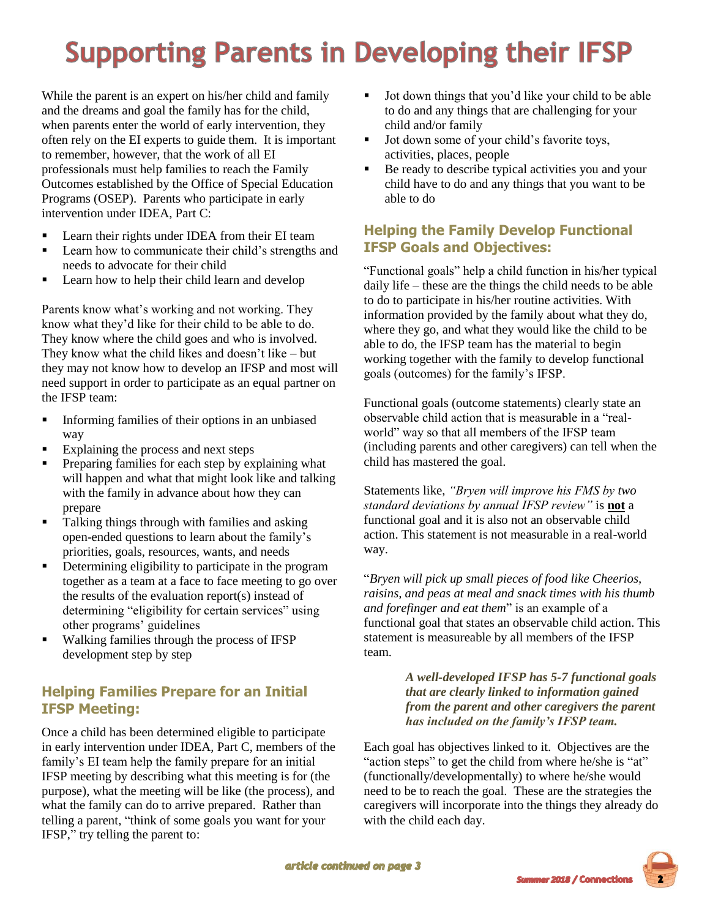# Supporting Parents in Developing their IFSP

While the parent is an expert on his/her child and family and the dreams and goal the family has for the child, when parents enter the world of early intervention, they often rely on the EI experts to guide them. It is important to remember, however, that the work of all EI professionals must help families to reach the Family Outcomes established by the Office of Special Education Programs (OSEP). Parents who participate in early intervention under IDEA, Part C:

- Learn their rights under IDEA from their EI team
- Learn how to communicate their child's strengths and needs to advocate for their child
- Learn how to help their child learn and develop

Parents know what's working and not working. They know what they'd like for their child to be able to do. They know where the child goes and who is involved. They know what the child likes and doesn't like – but they may not know how to develop an IFSP and most will need support in order to participate as an equal partner on the IFSP team:

- Informing families of their options in an unbiased way
- Explaining the process and next steps
- Preparing families for each step by explaining what will happen and what that might look like and talking with the family in advance about how they can prepare
- Talking things through with families and asking open-ended questions to learn about the family's priorities, goals, resources, wants, and needs
- Determining eligibility to participate in the program together as a team at a face to face meeting to go over the results of the evaluation report(s) instead of determining "eligibility for certain services" using other programs' guidelines
- Walking families through the process of IFSP development step by step

## Helping Families Prepare for an Initial IFSP Meeting:

Once a child has been determined eligible to participate in early intervention under IDEA, Part C, members of the family's EI team help the family prepare for an initial IFSP meeting by describing what this meeting is for (the purpose), what the meeting will be like (the process), and what the family can do to arrive prepared. Rather than telling a parent, "think of some goals you want for your IFSP," try telling the parent to:

- Jot down things that you'd like your child to be able to do and any things that are challenging for your child and/or family
- Jot down some of your child's favorite toys, activities, places, people
- Be ready to describe typical activities you and your child have to do and any things that you want to be able to do

## Helping the Family Develop Functional IFSP Goals and Objectives:

"Functional goals" help a child function in his/her typical daily life – these are the things the child needs to be able to do to participate in his/her routine activities. With information provided by the family about what they do, where they go, and what they would like the child to be able to do, the IFSP team has the material to begin working together with the family to develop functional goals (outcomes) for the family's IFSP.

Functional goals (outcome statements) clearly state an observable child action that is measurable in a "real-world" way so that all members of the IFSP team (including parents and other caregivers) can tell when the child has mastered the goal.

Statements like, *"Bryen will improve his FMS by two standard deviations by annual IFSP review"* is **not** a functional goal and it is also not an observable child action. This statement is not measurable in a real-world way.

"*Bryen will pick up small pieces of food like Cheerios, raisins, and peas at meal and snack times with his thumb and forefinger and eat them*" is an example of a functional goal that states an observable child action. This statement is measureable by all members of the IFSP team.

> ***A well-developed IFSP has 5-7 functional goals that are clearly linked to information gained from the parent and other caregivers the parent has included on the family's IFSP team.***

Each goal has objectives linked to it. Objectives are the "action steps" to get the child from where he/she is "at" (functionally/developmentally) to where he/she would need to be to reach the goal. These are the strategies the caregivers will incorporate into the things they already do with the child each day.

*article continued on page 3*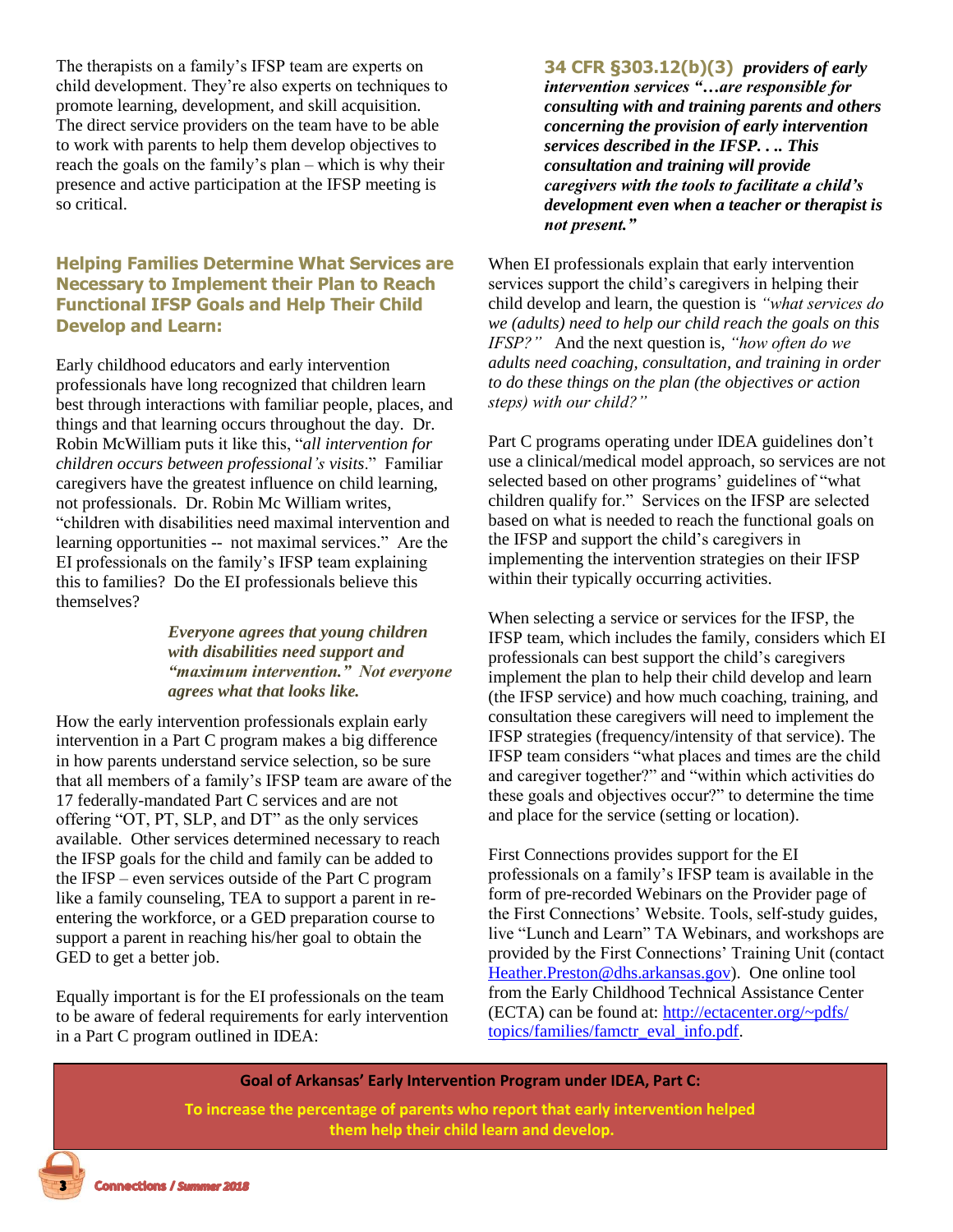The therapists on a family's IFSP team are experts on child development. They're also experts on techniques to promote learning, development, and skill acquisition. The direct service providers on the team have to be able to work with parents to help them develop objectives to reach the goals on the family's plan – which is why their presence and active participation at the IFSP meeting is so critical.

## Helping Families Determine What Services are Necessary to Implement their Plan to Reach Functional IFSP Goals and Help Their Child Develop and Learn:

Early childhood educators and early intervention professionals have long recognized that children learn best through interactions with familiar people, places, and things and that learning occurs throughout the day. Dr. Robin McWilliam puts it like this, "*all intervention for children occurs between professional's visits*." Familiar caregivers have the greatest influence on child learning, not professionals. Dr. Robin Mc William writes, "children with disabilities need maximal intervention and learning opportunities -- not maximal services." Are the EI professionals on the family's IFSP team explaining this to families? Do the EI professionals believe this themselves?

> ***Everyone agrees that young children with disabilities need support and "maximum intervention." Not everyone agrees what that looks like.***

How the early intervention professionals explain early intervention in a Part C program makes a big difference in how parents understand service selection, so be sure that all members of a family's IFSP team are aware of the 17 federally-mandated Part C services and are not offering "OT, PT, SLP, and DT" as the only services available. Other services determined necessary to reach the IFSP goals for the child and family can be added to the IFSP – even services outside of the Part C program like a family counseling, TEA to support a parent in re-entering the workforce, or a GED preparation course to support a parent in reaching his/her goal to obtain the GED to get a better job.

Equally important is for the EI professionals on the team to be aware of federal requirements for early intervention in a Part C program outlined in IDEA:

> **34 CFR §303.12(b)(3)** ***providers of early intervention services "…are responsible for consulting with and training parents and others concerning the provision of early intervention services described in the IFSP. . .. This consultation and training will provide caregivers with the tools to facilitate a child's development even when a teacher or therapist is not present."***

When EI professionals explain that early intervention services support the child's caregivers in helping their child develop and learn, the question is *"what services do we (adults) need to help our child reach the goals on this IFSP?"* And the next question is, *"how often do we adults need coaching, consultation, and training in order to do these things on the plan (the objectives or action steps) with our child?"*

Part C programs operating under IDEA guidelines don't use a clinical/medical model approach, so services are not selected based on other programs' guidelines of "what children qualify for." Services on the IFSP are selected based on what is needed to reach the functional goals on the IFSP and support the child's caregivers in implementing the intervention strategies on their IFSP within their typically occurring activities.

When selecting a service or services for the IFSP, the IFSP team, which includes the family, considers which EI professionals can best support the child's caregivers implement the plan to help their child develop and learn (the IFSP service) and how much coaching, training, and consultation these caregivers will need to implement the IFSP strategies (frequency/intensity of that service). The IFSP team considers "what places and times are the child and caregiver together?" and "within which activities do these goals and objectives occur?" to determine the time and place for the service (setting or location).

First Connections provides support for the EI professionals on a family's IFSP team is available in the form of pre-recorded Webinars on the Provider page of the First Connections' Website. Tools, self-study guides, live "Lunch and Learn" TA Webinars, and workshops are provided by the First Connections' Training Unit (contact Heather.Preston@dhs.arkansas.gov). One online tool from the Early Childhood Technical Assistance Center (ECTA) can be found at: http://ectacenter.org/~pdfs/topics/families/famctr_eval_info.pdf.

**Goal of Arkansas' Early Intervention Program under IDEA, Part C:**

**To increase the percentage of parents who report that early intervention helped them help their child learn and develop.**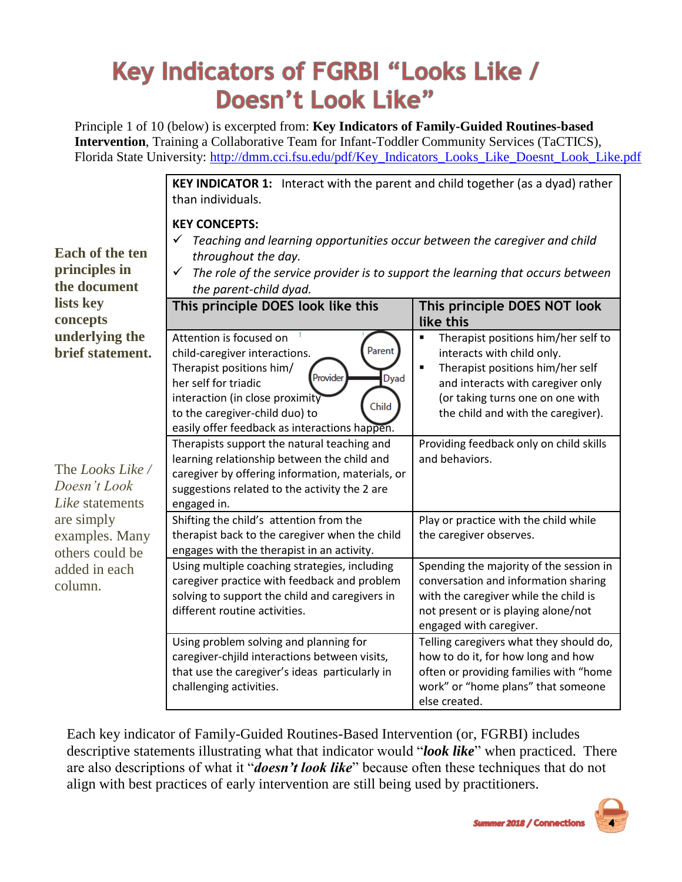# Key Indicators of FGRBI "Looks Like / Doesn't Look Like"

Principle 1 of 10 (below) is excerpted from: **Key Indicators of Family-Guided Routines-based Intervention**, Training a Collaborative Team for Infant-Toddler Community Services (TaCTICS), Florida State University: http://dmm.cci.fsu.edu/pdf/Key_Indicators_Looks_Like_Doesnt_Look_Like.pdf

**Each of the ten principles in the document lists key concepts underlying the brief statement.**

The *Looks Like / Doesn't Look Like* statements are simply examples. Many others could be added in each column.

**KEY INDICATOR 1:** Interact with the parent and child together (as a dyad) rather than individuals.

**KEY CONCEPTS:**

- ✓ *Teaching and learning opportunities occur between the caregiver and child throughout the day.*
- ✓ *The role of the service provider is to support the learning that occurs between the parent-child dyad.*

| This principle DOES look like this | This principle DOES NOT look like this |
|---|---|
| Attention is focused on child-caregiver interactions. Therapist positions him/ her self for triadic interaction (in close proximity to the caregiver-child duo) to easily offer feedback as interactions happen. (Diagram: Parent, Child, Dyad, Provider) | ▪ Therapist positions him/her self to interacts with child only. ▪ Therapist positions him/her self and interacts with caregiver only (or taking turns one on one with the child and with the caregiver). |
| Therapists support the natural teaching and learning relationship between the child and caregiver by offering information, materials, or suggestions related to the activity the 2 are engaged in. | Providing feedback only on child skills and behaviors. |
| Shifting the child's attention from the therapist back to the caregiver when the child engages with the therapist in an activity. | Play or practice with the child while the caregiver observes. |
| Using multiple coaching strategies, including caregiver practice with feedback and problem solving to support the child and caregivers in different routine activities. | Spending the majority of the session in conversation and information sharing with the caregiver while the child is not present or is playing alone/not engaged with caregiver. |
| Using problem solving and planning for caregiver-chjild interactions between visits, that use the caregiver's ideas particularly in challenging activities. | Telling caregivers what they should do, how to do it, for how long and how often or providing families with "home work" or "home plans" that someone else created. |

Each key indicator of Family-Guided Routines-Based Intervention (or, FGRBI) includes descriptive statements illustrating what that indicator would "***look like***" when practiced. There are also descriptions of what it "***doesn't look like***" because often these techniques that do not align with best practices of early intervention are still being used by practitioners.